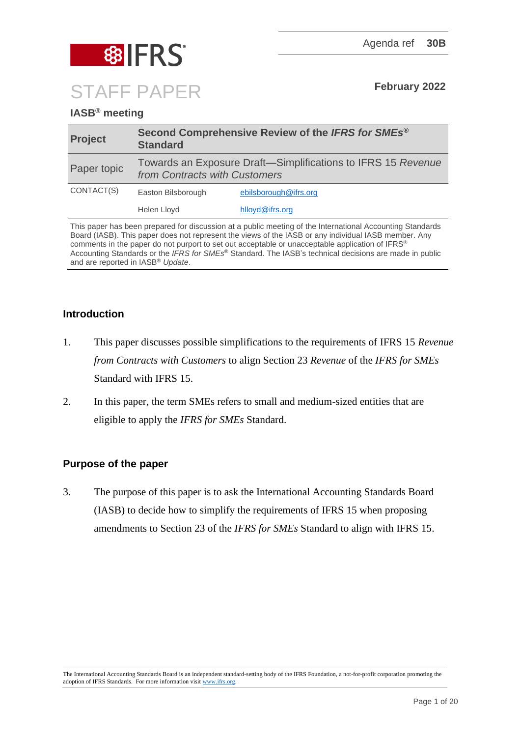Agenda ref **30B**

# STAFF PAPER

**February 2022**

**IASB® meeting**

| **Project** | **Second Comprehensive Review of the *IFRS for SMEs*® Standard** | |
|---|---|---|
| Paper topic | Towards an Exposure Draft—Simplifications to IFRS 15 *Revenue from Contracts with Customers* | |
| CONTACT(S) | Easton Bilsborough | ebilsborough@ifrs.org |
| | Helen Lloyd | hlloyd@ifrs.org |

This paper has been prepared for discussion at a public meeting of the International Accounting Standards Board (IASB). This paper does not represent the views of the IASB or any individual IASB member. Any comments in the paper do not purport to set out acceptable or unacceptable application of IFRS® Accounting Standards or the *IFRS for SMEs*® Standard. The IASB's technical decisions are made in public and are reported in IASB® *Update*.

## Introduction

1. This paper discusses possible simplifications to the requirements of IFRS 15 *Revenue from Contracts with Customers* to align Section 23 *Revenue* of the *IFRS for SMEs* Standard with IFRS 15.

2. In this paper, the term SMEs refers to small and medium-sized entities that are eligible to apply the *IFRS for SMEs* Standard.

## Purpose of the paper

3. The purpose of this paper is to ask the International Accounting Standards Board (IASB) to decide how to simplify the requirements of IFRS 15 when proposing amendments to Section 23 of the *IFRS for SMEs* Standard to align with IFRS 15.

The International Accounting Standards Board is an independent standard-setting body of the IFRS Foundation, a not-for-profit corporation promoting the adoption of IFRS Standards. For more information visit www.ifrs.org.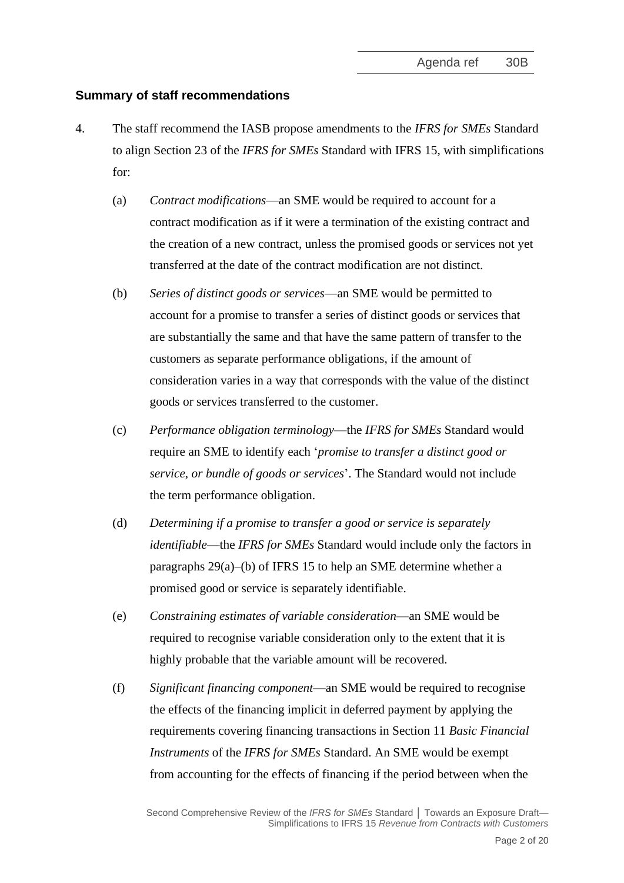## Summary of staff recommendations

4. The staff recommend the IASB propose amendments to the *IFRS for SMEs* Standard to align Section 23 of the *IFRS for SMEs* Standard with IFRS 15, with simplifications for:

   (a) *Contract modifications*—an SME would be required to account for a contract modification as if it were a termination of the existing contract and the creation of a new contract, unless the promised goods or services not yet transferred at the date of the contract modification are not distinct.

   (b) *Series of distinct goods or services*—an SME would be permitted to account for a promise to transfer a series of distinct goods or services that are substantially the same and that have the same pattern of transfer to the customers as separate performance obligations, if the amount of consideration varies in a way that corresponds with the value of the distinct goods or services transferred to the customer.

   (c) *Performance obligation terminology*—the *IFRS for SMEs* Standard would require an SME to identify each '*promise to transfer a distinct good or service, or bundle of goods or services*'. The Standard would not include the term performance obligation.

   (d) *Determining if a promise to transfer a good or service is separately identifiable*—the *IFRS for SMEs* Standard would include only the factors in paragraphs 29(a)–(b) of IFRS 15 to help an SME determine whether a promised good or service is separately identifiable.

   (e) *Constraining estimates of variable consideration*—an SME would be required to recognise variable consideration only to the extent that it is highly probable that the variable amount will be recovered.

   (f) *Significant financing component*—an SME would be required to recognise the effects of the financing implicit in deferred payment by applying the requirements covering financing transactions in Section 11 *Basic Financial Instruments* of the *IFRS for SMEs* Standard. An SME would be exempt from accounting for the effects of financing if the period between when the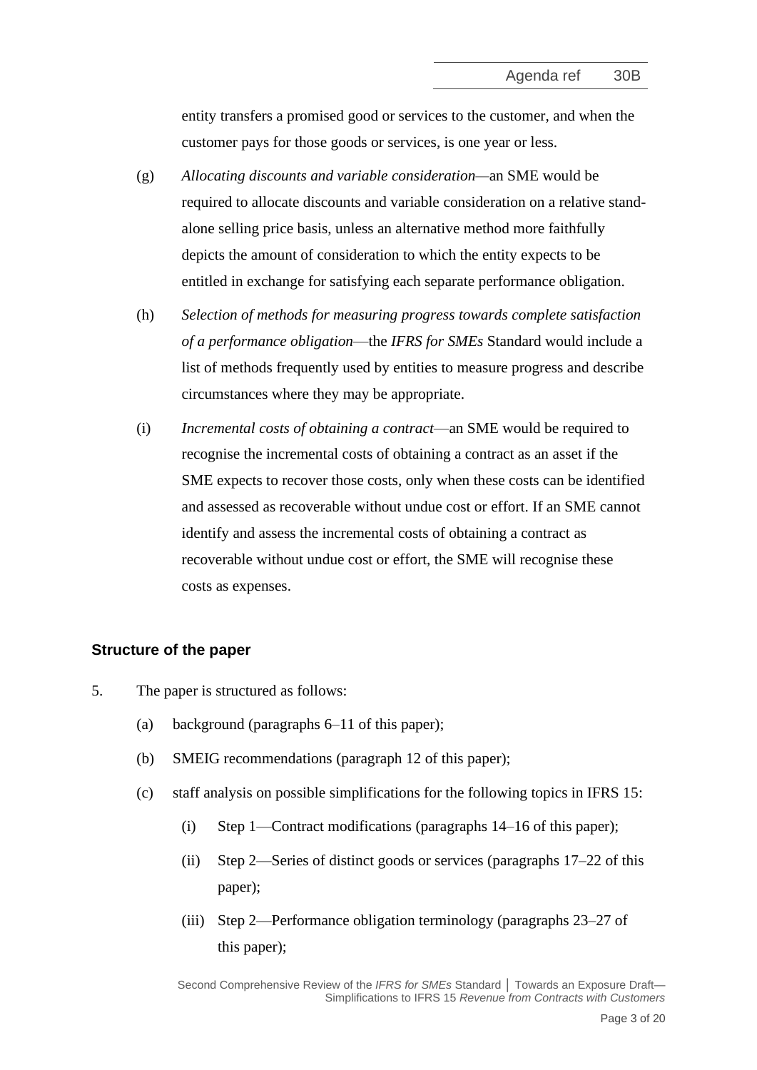entity transfers a promised good or services to the customer, and when the customer pays for those goods or services, is one year or less.

(g) *Allocating discounts and variable consideration*—an SME would be required to allocate discounts and variable consideration on a relative stand-alone selling price basis, unless an alternative method more faithfully depicts the amount of consideration to which the entity expects to be entitled in exchange for satisfying each separate performance obligation.

(h) *Selection of methods for measuring progress towards complete satisfaction of a performance obligation*—the *IFRS for SMEs* Standard would include a list of methods frequently used by entities to measure progress and describe circumstances where they may be appropriate.

(i) *Incremental costs of obtaining a contract*—an SME would be required to recognise the incremental costs of obtaining a contract as an asset if the SME expects to recover those costs, only when these costs can be identified and assessed as recoverable without undue cost or effort. If an SME cannot identify and assess the incremental costs of obtaining a contract as recoverable without undue cost or effort, the SME will recognise these costs as expenses.

## Structure of the paper

5. The paper is structured as follows:

   (a) background (paragraphs 6–11 of this paper);

   (b) SMEIG recommendations (paragraph 12 of this paper);

   (c) staff analysis on possible simplifications for the following topics in IFRS 15:

      (i) Step 1—Contract modifications (paragraphs 14–16 of this paper);

      (ii) Step 2—Series of distinct goods or services (paragraphs 17–22 of this paper);

      (iii) Step 2—Performance obligation terminology (paragraphs 23–27 of this paper);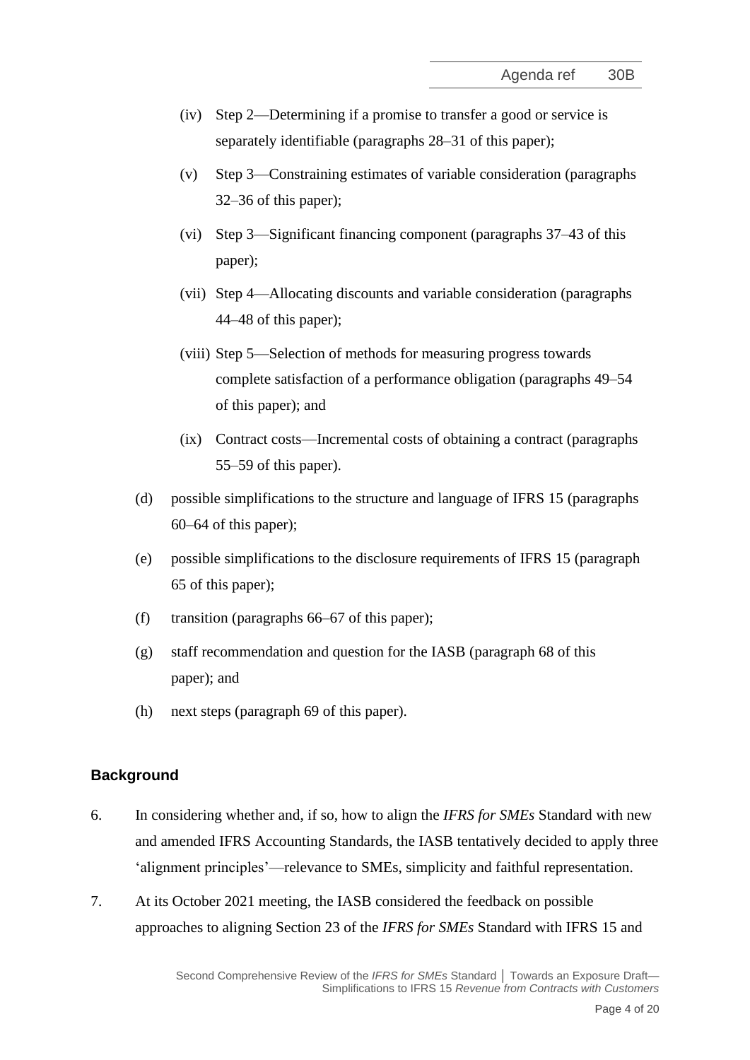(iv) Step 2—Determining if a promise to transfer a good or service is separately identifiable (paragraphs 28–31 of this paper);

(v) Step 3—Constraining estimates of variable consideration (paragraphs 32–36 of this paper);

(vi) Step 3—Significant financing component (paragraphs 37–43 of this paper);

(vii) Step 4—Allocating discounts and variable consideration (paragraphs 44–48 of this paper);

(viii) Step 5—Selection of methods for measuring progress towards complete satisfaction of a performance obligation (paragraphs 49–54 of this paper); and

(ix) Contract costs—Incremental costs of obtaining a contract (paragraphs 55–59 of this paper).

(d) possible simplifications to the structure and language of IFRS 15 (paragraphs 60–64 of this paper);

(e) possible simplifications to the disclosure requirements of IFRS 15 (paragraph 65 of this paper);

(f) transition (paragraphs 66–67 of this paper);

(g) staff recommendation and question for the IASB (paragraph 68 of this paper); and

(h) next steps (paragraph 69 of this paper).

## Background

6. In considering whether and, if so, how to align the *IFRS for SMEs* Standard with new and amended IFRS Accounting Standards, the IASB tentatively decided to apply three 'alignment principles'—relevance to SMEs, simplicity and faithful representation.

7. At its October 2021 meeting, the IASB considered the feedback on possible approaches to aligning Section 23 of the *IFRS for SMEs* Standard with IFRS 15 and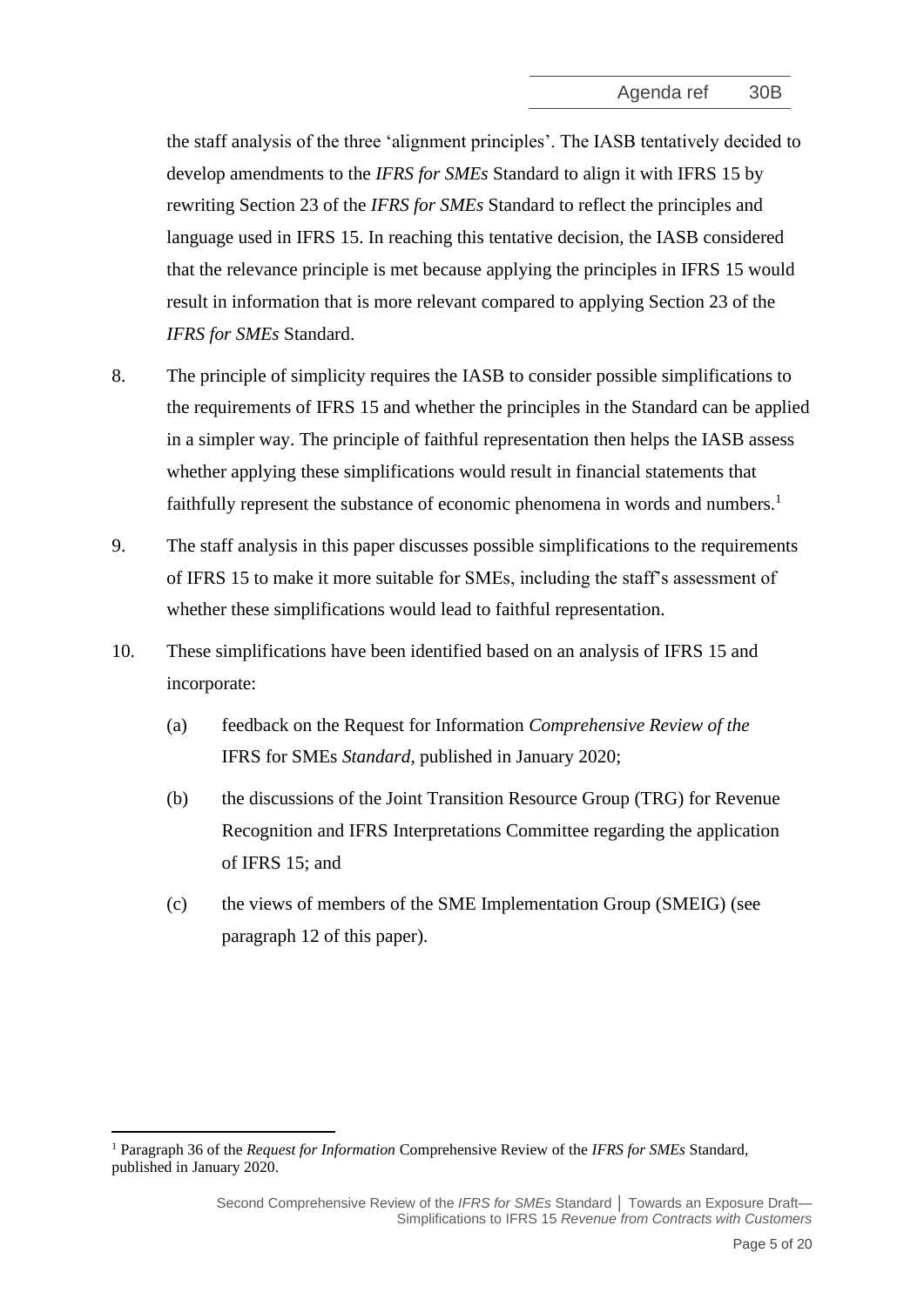the staff analysis of the three 'alignment principles'. The IASB tentatively decided to develop amendments to the *IFRS for SMEs* Standard to align it with IFRS 15 by rewriting Section 23 of the *IFRS for SMEs* Standard to reflect the principles and language used in IFRS 15. In reaching this tentative decision, the IASB considered that the relevance principle is met because applying the principles in IFRS 15 would result in information that is more relevant compared to applying Section 23 of the *IFRS for SMEs* Standard.

8. The principle of simplicity requires the IASB to consider possible simplifications to the requirements of IFRS 15 and whether the principles in the Standard can be applied in a simpler way. The principle of faithful representation then helps the IASB assess whether applying these simplifications would result in financial statements that faithfully represent the substance of economic phenomena in words and numbers.[1]

9. The staff analysis in this paper discusses possible simplifications to the requirements of IFRS 15 to make it more suitable for SMEs, including the staff's assessment of whether these simplifications would lead to faithful representation.

10. These simplifications have been identified based on an analysis of IFRS 15 and incorporate:

    (a) feedback on the Request for Information *Comprehensive Review of the* IFRS for SMEs *Standard*, published in January 2020;

    (b) the discussions of the Joint Transition Resource Group (TRG) for Revenue Recognition and IFRS Interpretations Committee regarding the application of IFRS 15; and

    (c) the views of members of the SME Implementation Group (SMEIG) (see paragraph 12 of this paper).

---

[1] Paragraph 36 of the *Request for Information* Comprehensive Review of the *IFRS for SMEs* Standard, published in January 2020.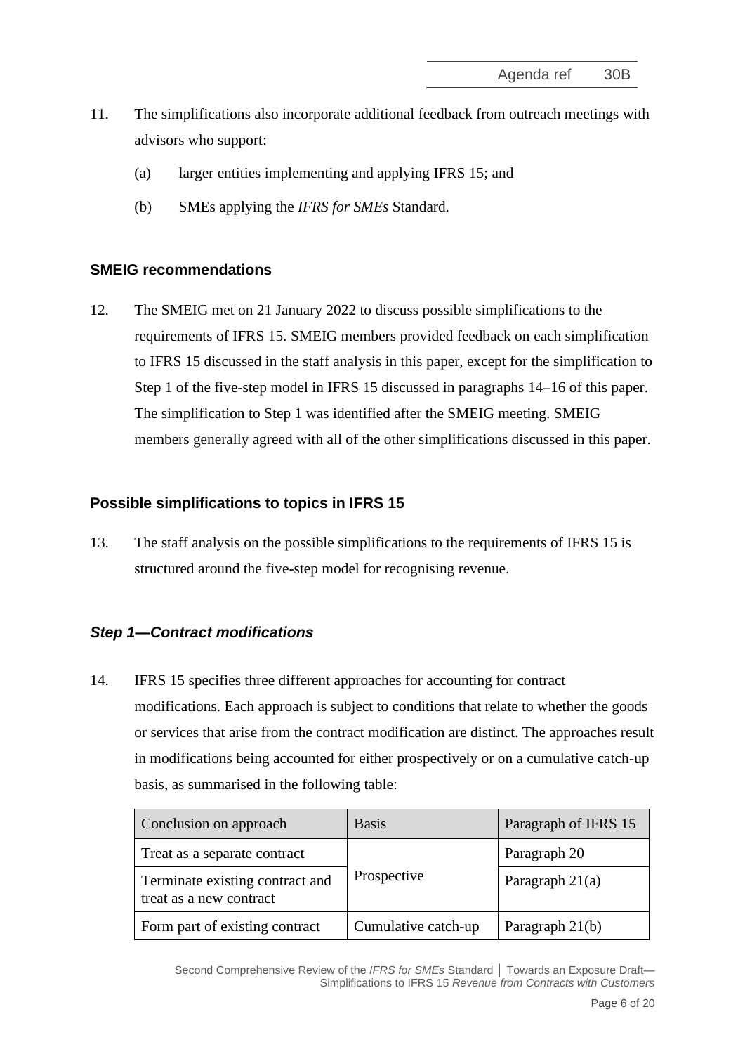11. The simplifications also incorporate additional feedback from outreach meetings with advisors who support:

    (a) larger entities implementing and applying IFRS 15; and

    (b) SMEs applying the *IFRS for SMEs* Standard.

## SMEIG recommendations

12. The SMEIG met on 21 January 2022 to discuss possible simplifications to the requirements of IFRS 15. SMEIG members provided feedback on each simplification to IFRS 15 discussed in the staff analysis in this paper, except for the simplification to Step 1 of the five-step model in IFRS 15 discussed in paragraphs 14–16 of this paper. The simplification to Step 1 was identified after the SMEIG meeting. SMEIG members generally agreed with all of the other simplifications discussed in this paper.

## Possible simplifications to topics in IFRS 15

13. The staff analysis on the possible simplifications to the requirements of IFRS 15 is structured around the five-step model for recognising revenue.

### *Step 1—Contract modifications*

14. IFRS 15 specifies three different approaches for accounting for contract modifications. Each approach is subject to conditions that relate to whether the goods or services that arise from the contract modification are distinct. The approaches result in modifications being accounted for either prospectively or on a cumulative catch-up basis, as summarised in the following table:

| Conclusion on approach | Basis | Paragraph of IFRS 15 |
|---|---|---|
| Treat as a separate contract | Prospective | Paragraph 20 |
| Terminate existing contract and treat as a new contract | | Paragraph 21(a) |
| Form part of existing contract | Cumulative catch-up | Paragraph 21(b) |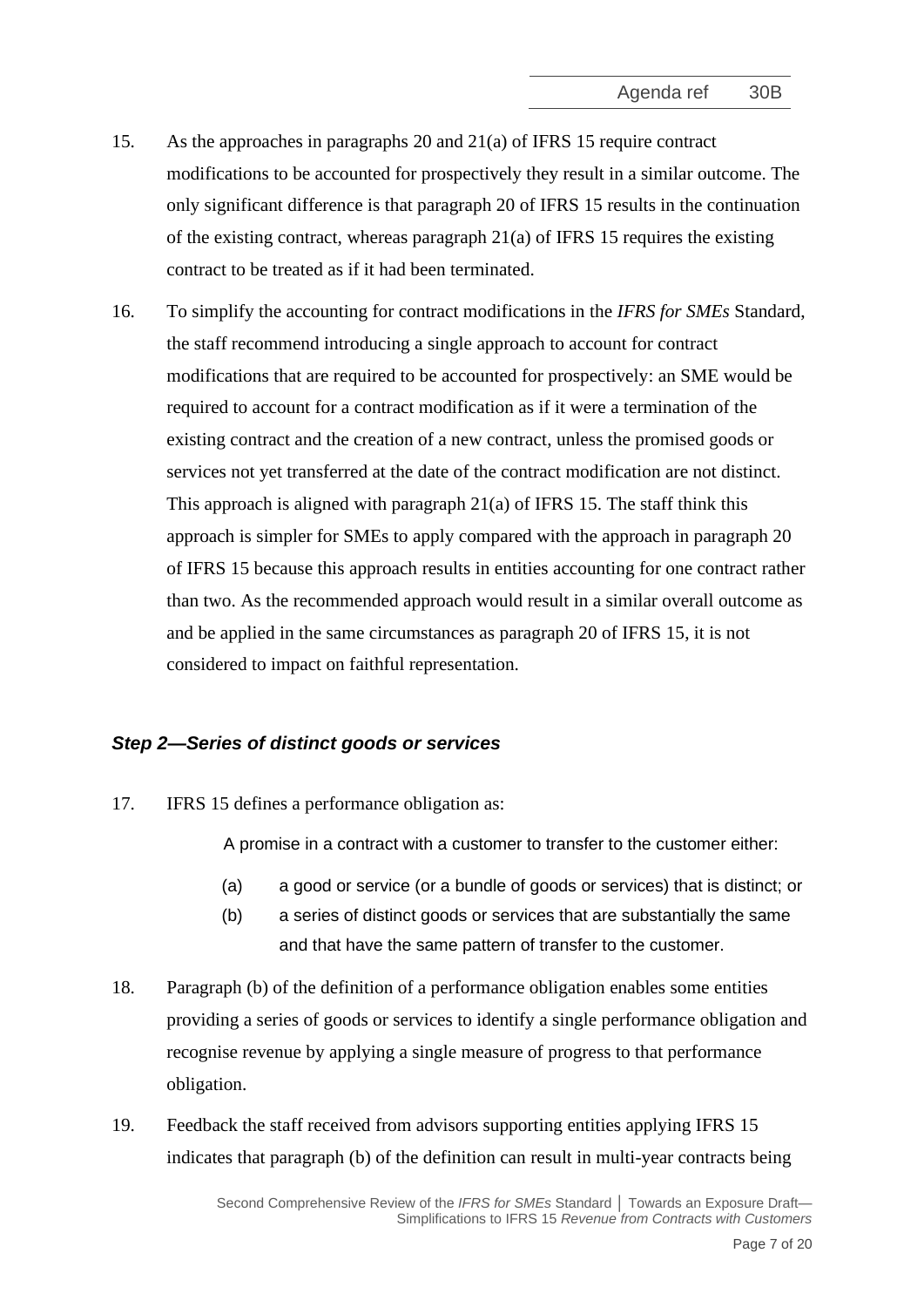15. As the approaches in paragraphs 20 and 21(a) of IFRS 15 require contract modifications to be accounted for prospectively they result in a similar outcome. The only significant difference is that paragraph 20 of IFRS 15 results in the continuation of the existing contract, whereas paragraph 21(a) of IFRS 15 requires the existing contract to be treated as if it had been terminated.

16. To simplify the accounting for contract modifications in the *IFRS for SMEs* Standard, the staff recommend introducing a single approach to account for contract modifications that are required to be accounted for prospectively: an SME would be required to account for a contract modification as if it were a termination of the existing contract and the creation of a new contract, unless the promised goods or services not yet transferred at the date of the contract modification are not distinct. This approach is aligned with paragraph 21(a) of IFRS 15. The staff think this approach is simpler for SMEs to apply compared with the approach in paragraph 20 of IFRS 15 because this approach results in entities accounting for one contract rather than two. As the recommended approach would result in a similar overall outcome as and be applied in the same circumstances as paragraph 20 of IFRS 15, it is not considered to impact on faithful representation.

### *Step 2—Series of distinct goods or services*

17. IFRS 15 defines a performance obligation as:

    A promise in a contract with a customer to transfer to the customer either:

    (a) a good or service (or a bundle of goods or services) that is distinct; or

    (b) a series of distinct goods or services that are substantially the same and that have the same pattern of transfer to the customer.

18. Paragraph (b) of the definition of a performance obligation enables some entities providing a series of goods or services to identify a single performance obligation and recognise revenue by applying a single measure of progress to that performance obligation.

19. Feedback the staff received from advisors supporting entities applying IFRS 15 indicates that paragraph (b) of the definition can result in multi-year contracts being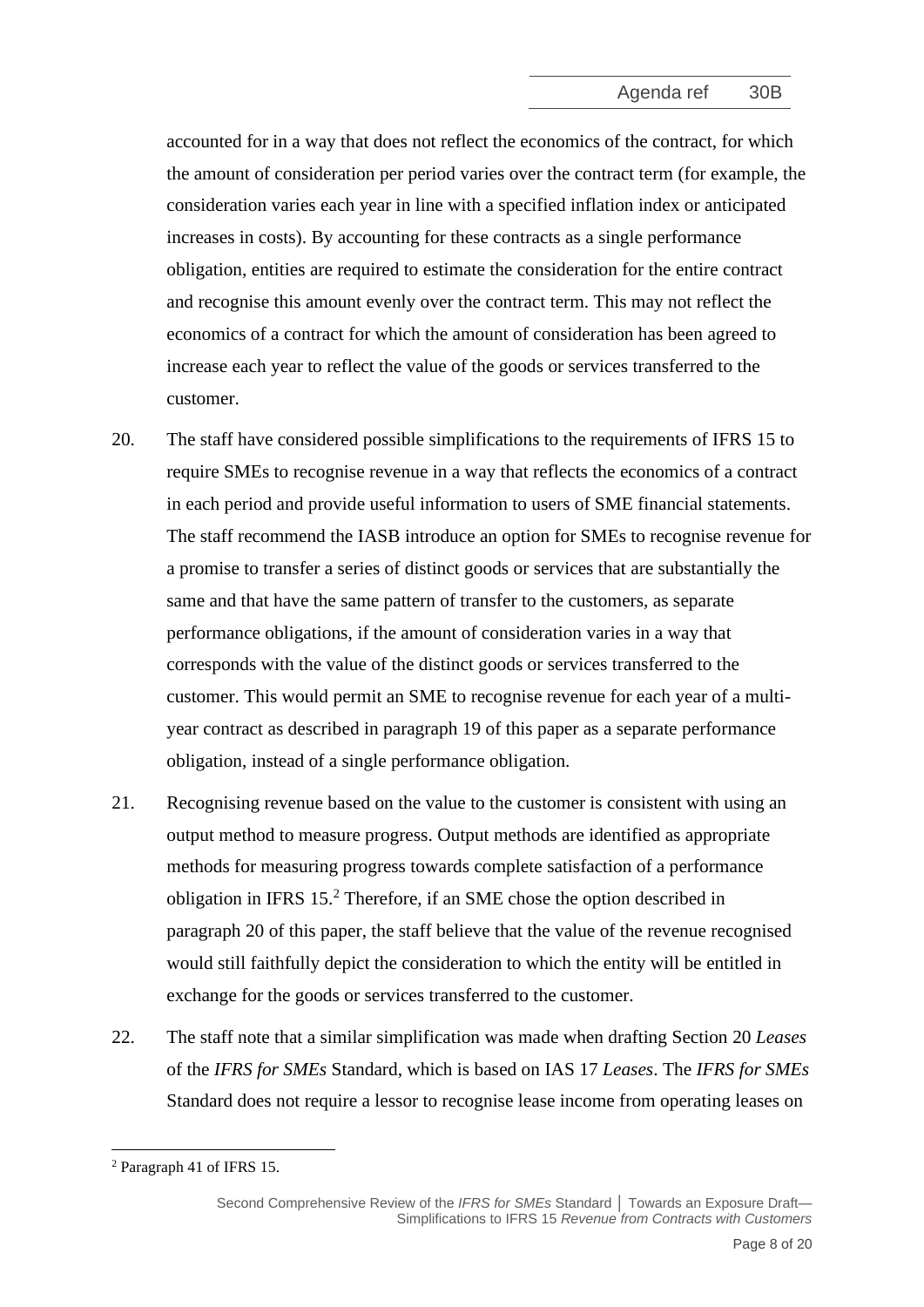accounted for in a way that does not reflect the economics of the contract, for which the amount of consideration per period varies over the contract term (for example, the consideration varies each year in line with a specified inflation index or anticipated increases in costs). By accounting for these contracts as a single performance obligation, entities are required to estimate the consideration for the entire contract and recognise this amount evenly over the contract term. This may not reflect the economics of a contract for which the amount of consideration has been agreed to increase each year to reflect the value of the goods or services transferred to the customer.

20. The staff have considered possible simplifications to the requirements of IFRS 15 to require SMEs to recognise revenue in a way that reflects the economics of a contract in each period and provide useful information to users of SME financial statements. The staff recommend the IASB introduce an option for SMEs to recognise revenue for a promise to transfer a series of distinct goods or services that are substantially the same and that have the same pattern of transfer to the customers, as separate performance obligations, if the amount of consideration varies in a way that corresponds with the value of the distinct goods or services transferred to the customer. This would permit an SME to recognise revenue for each year of a multi-year contract as described in paragraph 19 of this paper as a separate performance obligation, instead of a single performance obligation.

21. Recognising revenue based on the value to the customer is consistent with using an output method to measure progress. Output methods are identified as appropriate methods for measuring progress towards complete satisfaction of a performance obligation in IFRS 15.[2] Therefore, if an SME chose the option described in paragraph 20 of this paper, the staff believe that the value of the revenue recognised would still faithfully depict the consideration to which the entity will be entitled in exchange for the goods or services transferred to the customer.

22. The staff note that a similar simplification was made when drafting Section 20 *Leases* of the *IFRS for SMEs* Standard, which is based on IAS 17 *Leases*. The *IFRS for SMEs* Standard does not require a lessor to recognise lease income from operating leases on

[2] Paragraph 41 of IFRS 15.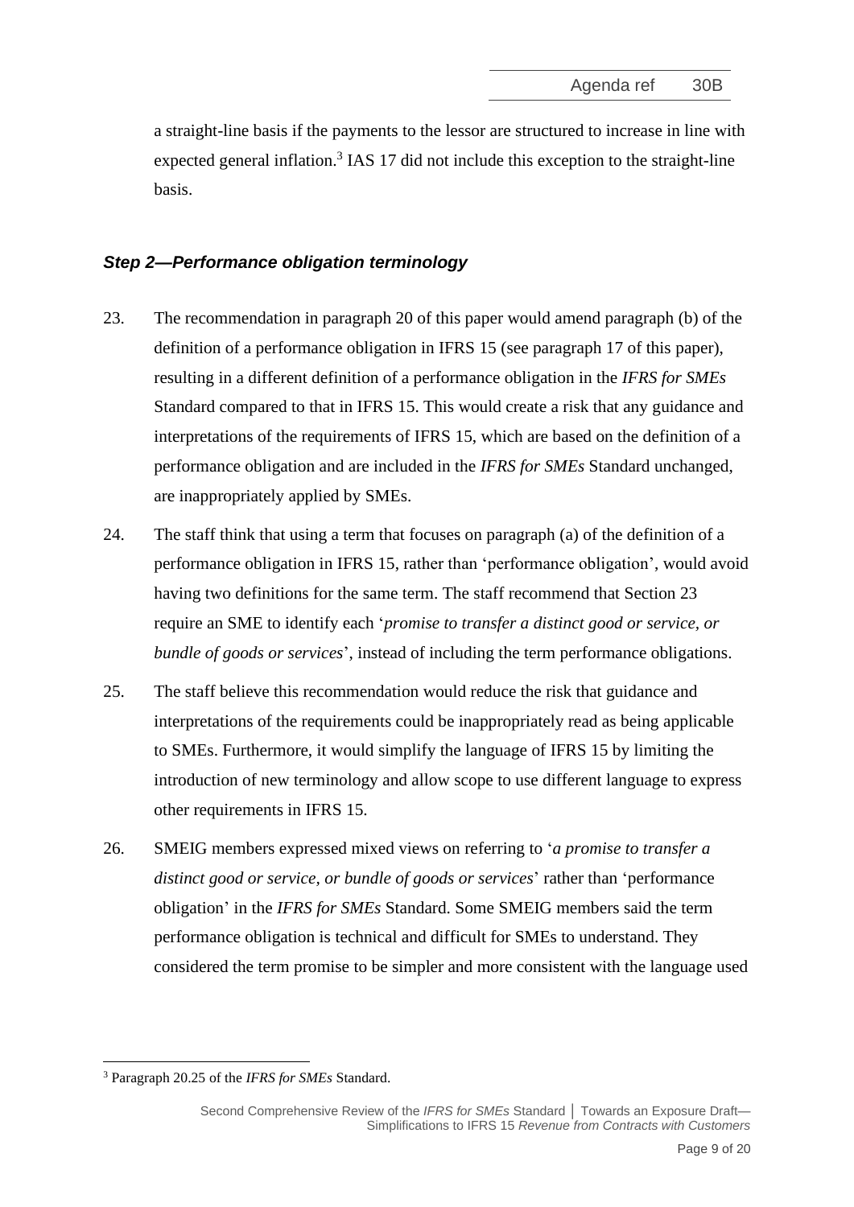a straight-line basis if the payments to the lessor are structured to increase in line with expected general inflation.[3] IAS 17 did not include this exception to the straight-line basis.

### *Step 2—Performance obligation terminology*

23. The recommendation in paragraph 20 of this paper would amend paragraph (b) of the definition of a performance obligation in IFRS 15 (see paragraph 17 of this paper), resulting in a different definition of a performance obligation in the *IFRS for SMEs* Standard compared to that in IFRS 15. This would create a risk that any guidance and interpretations of the requirements of IFRS 15, which are based on the definition of a performance obligation and are included in the *IFRS for SMEs* Standard unchanged, are inappropriately applied by SMEs.

24. The staff think that using a term that focuses on paragraph (a) of the definition of a performance obligation in IFRS 15, rather than 'performance obligation', would avoid having two definitions for the same term. The staff recommend that Section 23 require an SME to identify each '*promise to transfer a distinct good or service, or bundle of goods or services*', instead of including the term performance obligations.

25. The staff believe this recommendation would reduce the risk that guidance and interpretations of the requirements could be inappropriately read as being applicable to SMEs. Furthermore, it would simplify the language of IFRS 15 by limiting the introduction of new terminology and allow scope to use different language to express other requirements in IFRS 15.

26. SMEIG members expressed mixed views on referring to '*a promise to transfer a distinct good or service, or bundle of goods or services*' rather than 'performance obligation' in the *IFRS for SMEs* Standard. Some SMEIG members said the term performance obligation is technical and difficult for SMEs to understand. They considered the term promise to be simpler and more consistent with the language used

[3] Paragraph 20.25 of the *IFRS for SMEs* Standard.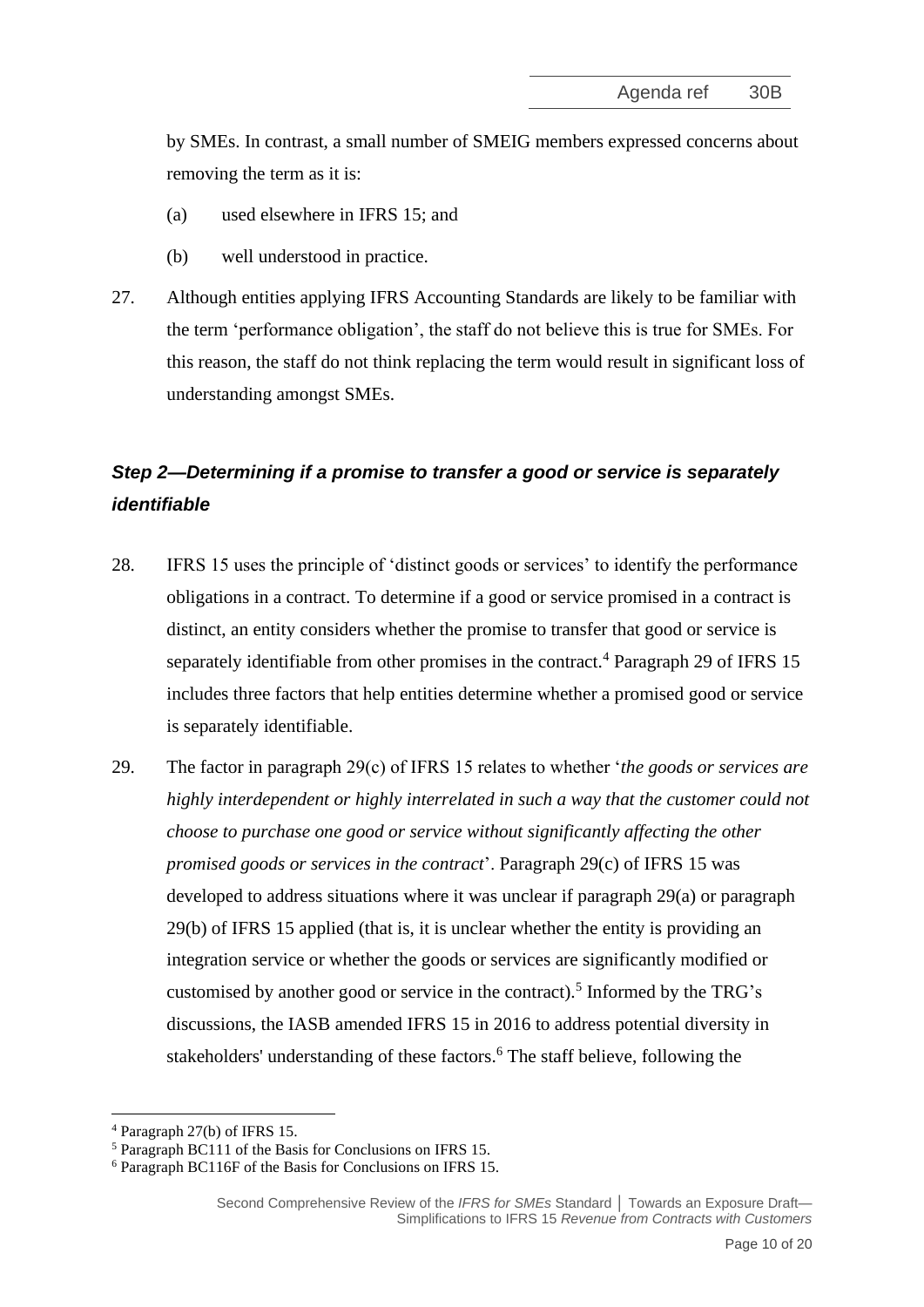by SMEs. In contrast, a small number of SMEIG members expressed concerns about removing the term as it is:

(a) used elsewhere in IFRS 15; and

(b) well understood in practice.

27. Although entities applying IFRS Accounting Standards are likely to be familiar with the term 'performance obligation', the staff do not believe this is true for SMEs. For this reason, the staff do not think replacing the term would result in significant loss of understanding amongst SMEs.

### *Step 2—Determining if a promise to transfer a good or service is separately identifiable*

28. IFRS 15 uses the principle of 'distinct goods or services' to identify the performance obligations in a contract. To determine if a good or service promised in a contract is distinct, an entity considers whether the promise to transfer that good or service is separately identifiable from other promises in the contract.[4] Paragraph 29 of IFRS 15 includes three factors that help entities determine whether a promised good or service is separately identifiable.

29. The factor in paragraph 29(c) of IFRS 15 relates to whether '*the goods or services are highly interdependent or highly interrelated in such a way that the customer could not choose to purchase one good or service without significantly affecting the other promised goods or services in the contract*'. Paragraph 29(c) of IFRS 15 was developed to address situations where it was unclear if paragraph 29(a) or paragraph 29(b) of IFRS 15 applied (that is, it is unclear whether the entity is providing an integration service or whether the goods or services are significantly modified or customised by another good or service in the contract).[5] Informed by the TRG's discussions, the IASB amended IFRS 15 in 2016 to address potential diversity in stakeholders' understanding of these factors.[6] The staff believe, following the

[4] Paragraph 27(b) of IFRS 15.

[5] Paragraph BC111 of the Basis for Conclusions on IFRS 15.

[6] Paragraph BC116F of the Basis for Conclusions on IFRS 15.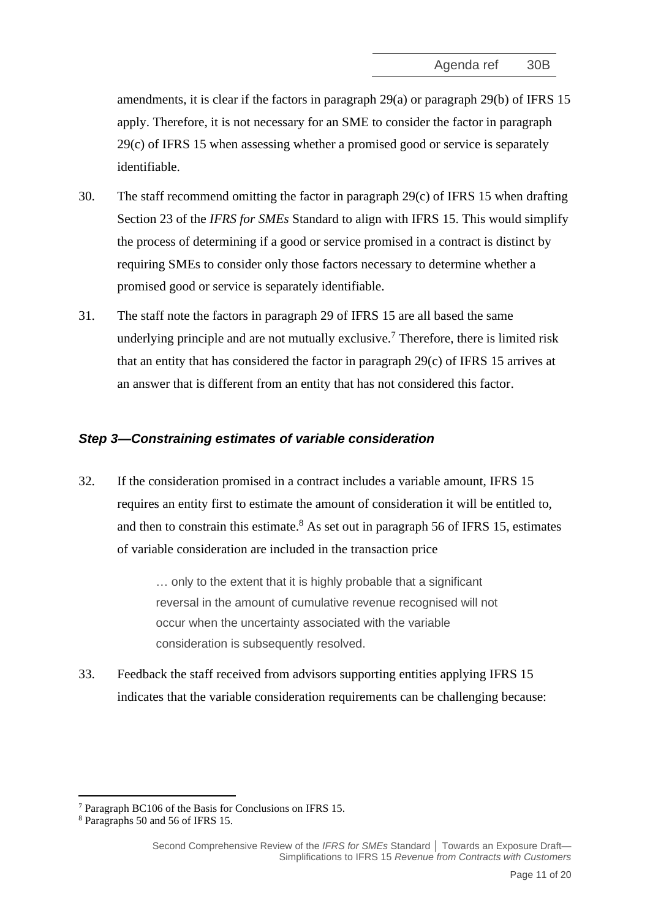amendments, it is clear if the factors in paragraph 29(a) or paragraph 29(b) of IFRS 15 apply. Therefore, it is not necessary for an SME to consider the factor in paragraph 29(c) of IFRS 15 when assessing whether a promised good or service is separately identifiable.

30. The staff recommend omitting the factor in paragraph 29(c) of IFRS 15 when drafting Section 23 of the *IFRS for SMEs* Standard to align with IFRS 15. This would simplify the process of determining if a good or service promised in a contract is distinct by requiring SMEs to consider only those factors necessary to determine whether a promised good or service is separately identifiable.

31. The staff note the factors in paragraph 29 of IFRS 15 are all based the same underlying principle and are not mutually exclusive.[7] Therefore, there is limited risk that an entity that has considered the factor in paragraph 29(c) of IFRS 15 arrives at an answer that is different from an entity that has not considered this factor.

### *Step 3—Constraining estimates of variable consideration*

32. If the consideration promised in a contract includes a variable amount, IFRS 15 requires an entity first to estimate the amount of consideration it will be entitled to, and then to constrain this estimate.[8] As set out in paragraph 56 of IFRS 15, estimates of variable consideration are included in the transaction price

> … only to the extent that it is highly probable that a significant reversal in the amount of cumulative revenue recognised will not occur when the uncertainty associated with the variable consideration is subsequently resolved.

33. Feedback the staff received from advisors supporting entities applying IFRS 15 indicates that the variable consideration requirements can be challenging because:

---

[7] Paragraph BC106 of the Basis for Conclusions on IFRS 15.

[8] Paragraphs 50 and 56 of IFRS 15.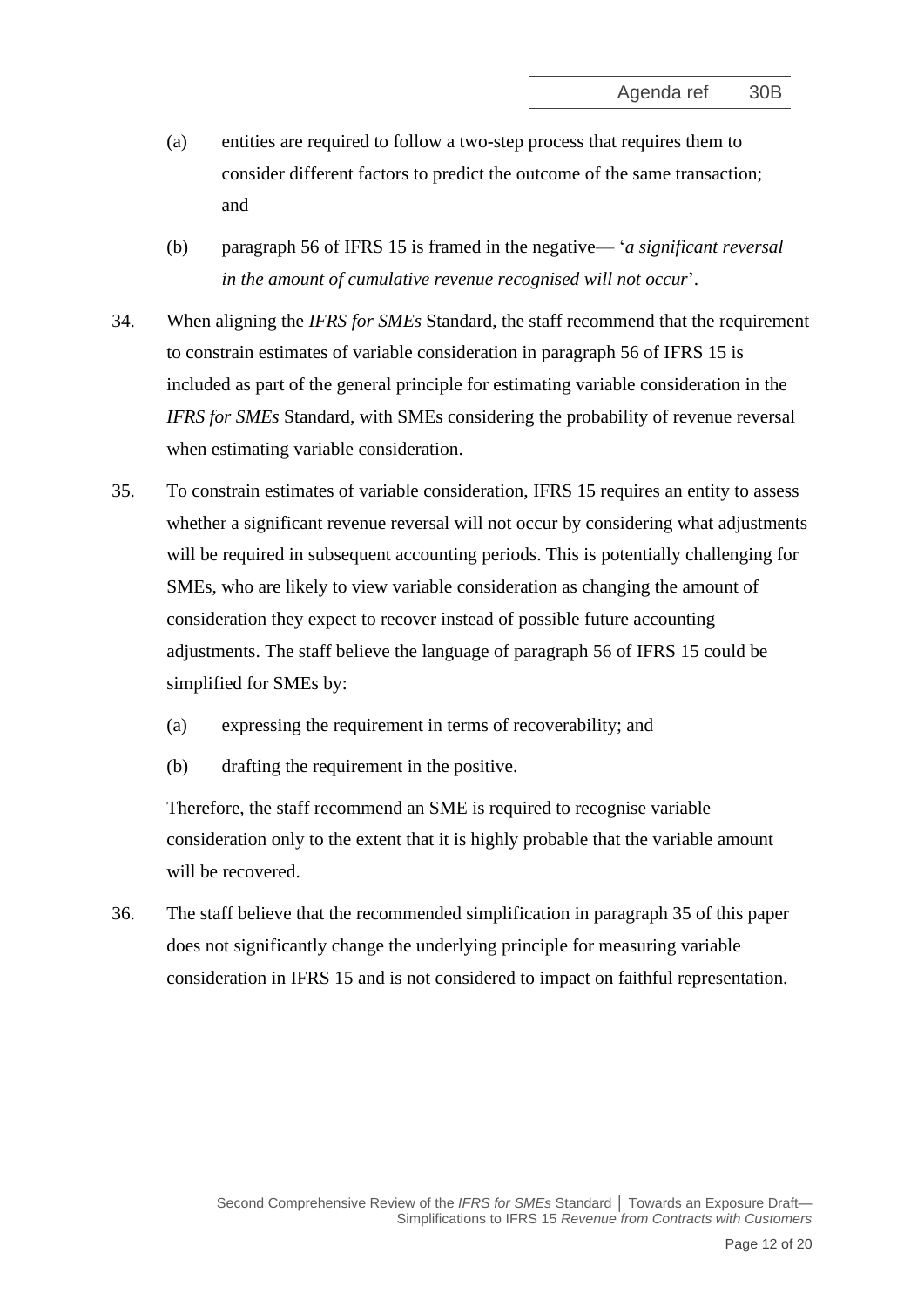(a) entities are required to follow a two-step process that requires them to consider different factors to predict the outcome of the same transaction; and

(b) paragraph 56 of IFRS 15 is framed in the negative— '*a significant reversal in the amount of cumulative revenue recognised will not occur*'.

34. When aligning the *IFRS for SMEs* Standard, the staff recommend that the requirement to constrain estimates of variable consideration in paragraph 56 of IFRS 15 is included as part of the general principle for estimating variable consideration in the *IFRS for SMEs* Standard, with SMEs considering the probability of revenue reversal when estimating variable consideration.

35. To constrain estimates of variable consideration, IFRS 15 requires an entity to assess whether a significant revenue reversal will not occur by considering what adjustments will be required in subsequent accounting periods. This is potentially challenging for SMEs, who are likely to view variable consideration as changing the amount of consideration they expect to recover instead of possible future accounting adjustments. The staff believe the language of paragraph 56 of IFRS 15 could be simplified for SMEs by:

(a) expressing the requirement in terms of recoverability; and

(b) drafting the requirement in the positive.

Therefore, the staff recommend an SME is required to recognise variable consideration only to the extent that it is highly probable that the variable amount will be recovered.

36. The staff believe that the recommended simplification in paragraph 35 of this paper does not significantly change the underlying principle for measuring variable consideration in IFRS 15 and is not considered to impact on faithful representation.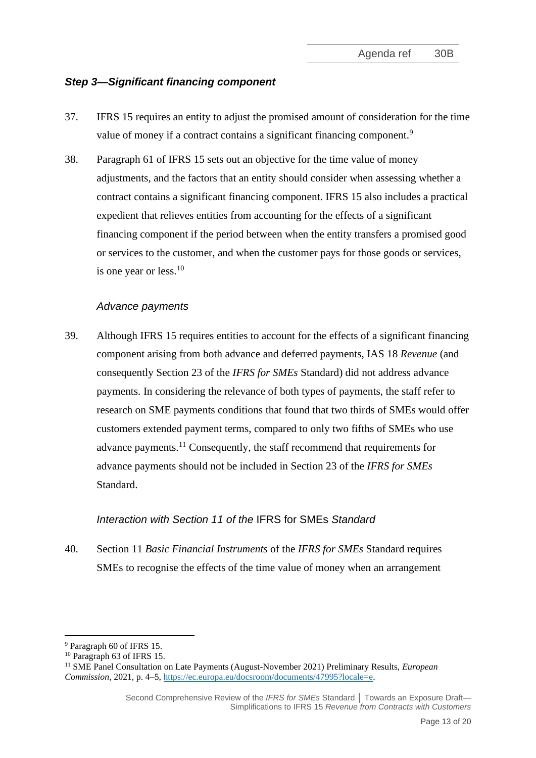### *Step 3—Significant financing component*

37. IFRS 15 requires an entity to adjust the promised amount of consideration for the time value of money if a contract contains a significant financing component.[9]

38. Paragraph 61 of IFRS 15 sets out an objective for the time value of money adjustments, and the factors that an entity should consider when assessing whether a contract contains a significant financing component. IFRS 15 also includes a practical expedient that relieves entities from accounting for the effects of a significant financing component if the period between when the entity transfers a promised good or services to the customer, and when the customer pays for those goods or services, is one year or less.[10]

#### *Advance payments*

39. Although IFRS 15 requires entities to account for the effects of a significant financing component arising from both advance and deferred payments, IAS 18 *Revenue* (and consequently Section 23 of the *IFRS for SMEs* Standard) did not address advance payments. In considering the relevance of both types of payments, the staff refer to research on SME payments conditions that found that two thirds of SMEs would offer customers extended payment terms, compared to only two fifths of SMEs who use advance payments.[11] Consequently, the staff recommend that requirements for advance payments should not be included in Section 23 of the *IFRS for SMEs* Standard.

#### *Interaction with Section 11 of the* IFRS for SMEs *Standard*

40. Section 11 *Basic Financial Instruments* of the *IFRS for SMEs* Standard requires SMEs to recognise the effects of the time value of money when an arrangement

---

[9] Paragraph 60 of IFRS 15.

[10] Paragraph 63 of IFRS 15.

[11] SME Panel Consultation on Late Payments (August-November 2021) Preliminary Results, *European Commission*, 2021, p. 4–5, https://ec.europa.eu/docsroom/documents/47995?locale=e.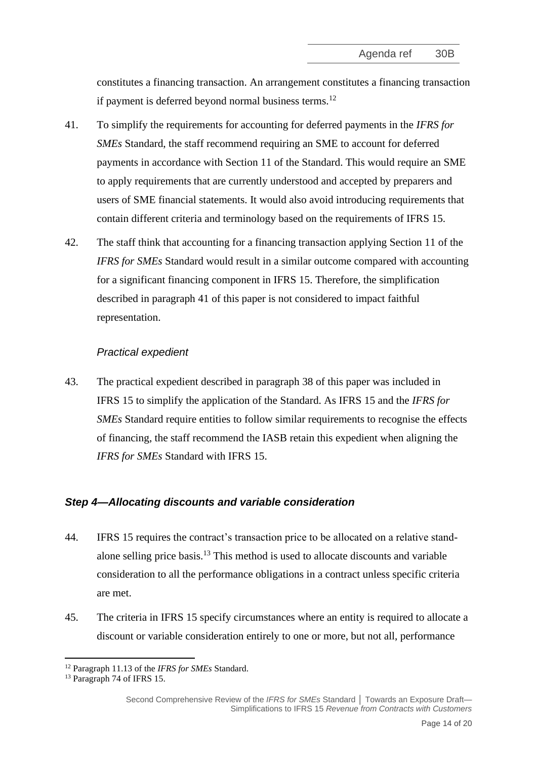constitutes a financing transaction. An arrangement constitutes a financing transaction if payment is deferred beyond normal business terms.[12]

41. To simplify the requirements for accounting for deferred payments in the *IFRS for SMEs* Standard, the staff recommend requiring an SME to account for deferred payments in accordance with Section 11 of the Standard. This would require an SME to apply requirements that are currently understood and accepted by preparers and users of SME financial statements. It would also avoid introducing requirements that contain different criteria and terminology based on the requirements of IFRS 15.

42. The staff think that accounting for a financing transaction applying Section 11 of the *IFRS for SMEs* Standard would result in a similar outcome compared with accounting for a significant financing component in IFRS 15. Therefore, the simplification described in paragraph 41 of this paper is not considered to impact faithful representation.

#### *Practical expedient*

43. The practical expedient described in paragraph 38 of this paper was included in IFRS 15 to simplify the application of the Standard. As IFRS 15 and the *IFRS for SMEs* Standard require entities to follow similar requirements to recognise the effects of financing, the staff recommend the IASB retain this expedient when aligning the *IFRS for SMEs* Standard with IFRS 15.

### *Step 4—Allocating discounts and variable consideration*

44. IFRS 15 requires the contract's transaction price to be allocated on a relative stand-alone selling price basis.[13] This method is used to allocate discounts and variable consideration to all the performance obligations in a contract unless specific criteria are met.

45. The criteria in IFRS 15 specify circumstances where an entity is required to allocate a discount or variable consideration entirely to one or more, but not all, performance

[12] Paragraph 11.13 of the *IFRS for SMEs* Standard.

[13] Paragraph 74 of IFRS 15.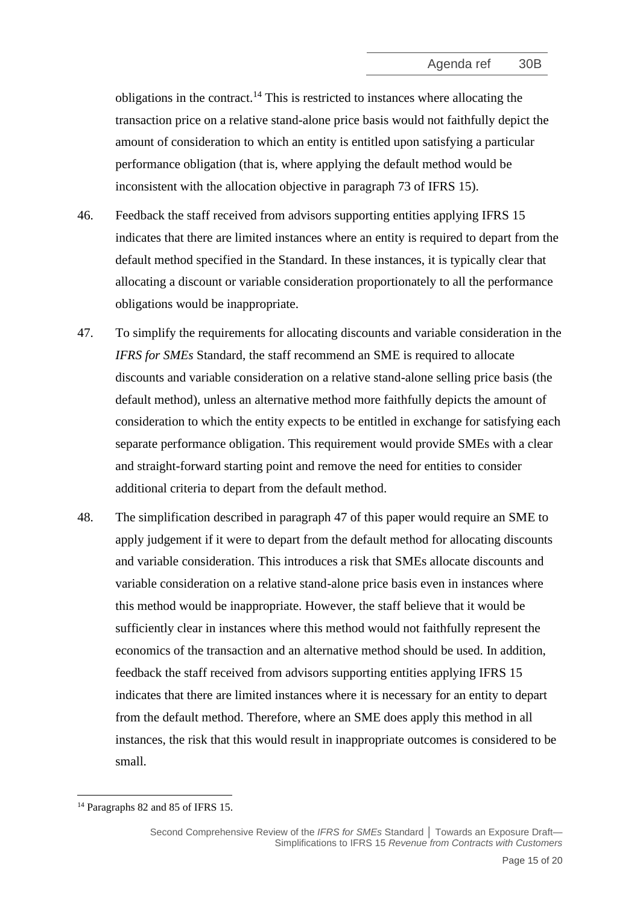obligations in the contract.[14] This is restricted to instances where allocating the transaction price on a relative stand-alone price basis would not faithfully depict the amount of consideration to which an entity is entitled upon satisfying a particular performance obligation (that is, where applying the default method would be inconsistent with the allocation objective in paragraph 73 of IFRS 15).

46. Feedback the staff received from advisors supporting entities applying IFRS 15 indicates that there are limited instances where an entity is required to depart from the default method specified in the Standard. In these instances, it is typically clear that allocating a discount or variable consideration proportionately to all the performance obligations would be inappropriate.

47. To simplify the requirements for allocating discounts and variable consideration in the *IFRS for SMEs* Standard, the staff recommend an SME is required to allocate discounts and variable consideration on a relative stand-alone selling price basis (the default method), unless an alternative method more faithfully depicts the amount of consideration to which the entity expects to be entitled in exchange for satisfying each separate performance obligation. This requirement would provide SMEs with a clear and straight-forward starting point and remove the need for entities to consider additional criteria to depart from the default method.

48. The simplification described in paragraph 47 of this paper would require an SME to apply judgement if it were to depart from the default method for allocating discounts and variable consideration. This introduces a risk that SMEs allocate discounts and variable consideration on a relative stand-alone price basis even in instances where this method would be inappropriate. However, the staff believe that it would be sufficiently clear in instances where this method would not faithfully represent the economics of the transaction and an alternative method should be used. In addition, feedback the staff received from advisors supporting entities applying IFRS 15 indicates that there are limited instances where it is necessary for an entity to depart from the default method. Therefore, where an SME does apply this method in all instances, the risk that this would result in inappropriate outcomes is considered to be small.

[14] Paragraphs 82 and 85 of IFRS 15.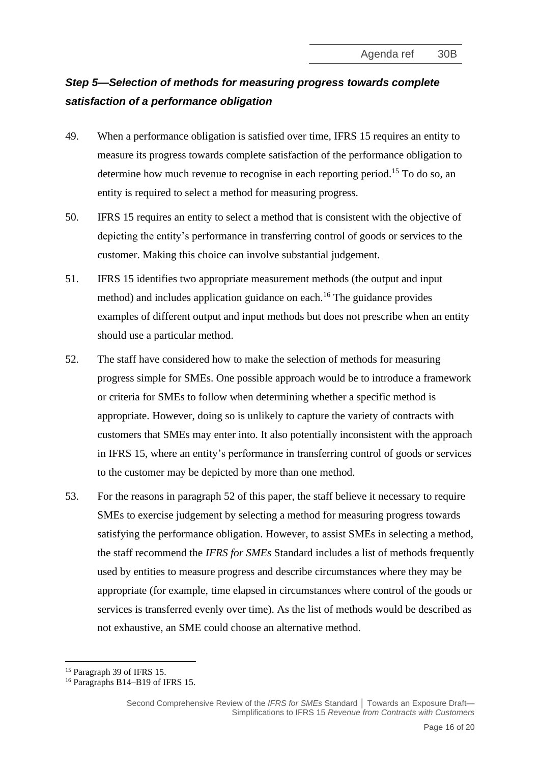### *Step 5—Selection of methods for measuring progress towards complete satisfaction of a performance obligation*

49. When a performance obligation is satisfied over time, IFRS 15 requires an entity to measure its progress towards complete satisfaction of the performance obligation to determine how much revenue to recognise in each reporting period.[15] To do so, an entity is required to select a method for measuring progress.

50. IFRS 15 requires an entity to select a method that is consistent with the objective of depicting the entity's performance in transferring control of goods or services to the customer. Making this choice can involve substantial judgement.

51. IFRS 15 identifies two appropriate measurement methods (the output and input method) and includes application guidance on each.[16] The guidance provides examples of different output and input methods but does not prescribe when an entity should use a particular method.

52. The staff have considered how to make the selection of methods for measuring progress simple for SMEs. One possible approach would be to introduce a framework or criteria for SMEs to follow when determining whether a specific method is appropriate. However, doing so is unlikely to capture the variety of contracts with customers that SMEs may enter into. It also potentially inconsistent with the approach in IFRS 15, where an entity's performance in transferring control of goods or services to the customer may be depicted by more than one method.

53. For the reasons in paragraph 52 of this paper, the staff believe it necessary to require SMEs to exercise judgement by selecting a method for measuring progress towards satisfying the performance obligation. However, to assist SMEs in selecting a method, the staff recommend the *IFRS for SMEs* Standard includes a list of methods frequently used by entities to measure progress and describe circumstances where they may be appropriate (for example, time elapsed in circumstances where control of the goods or services is transferred evenly over time). As the list of methods would be described as not exhaustive, an SME could choose an alternative method.

---

[15] Paragraph 39 of IFRS 15.

[16] Paragraphs B14–B19 of IFRS 15.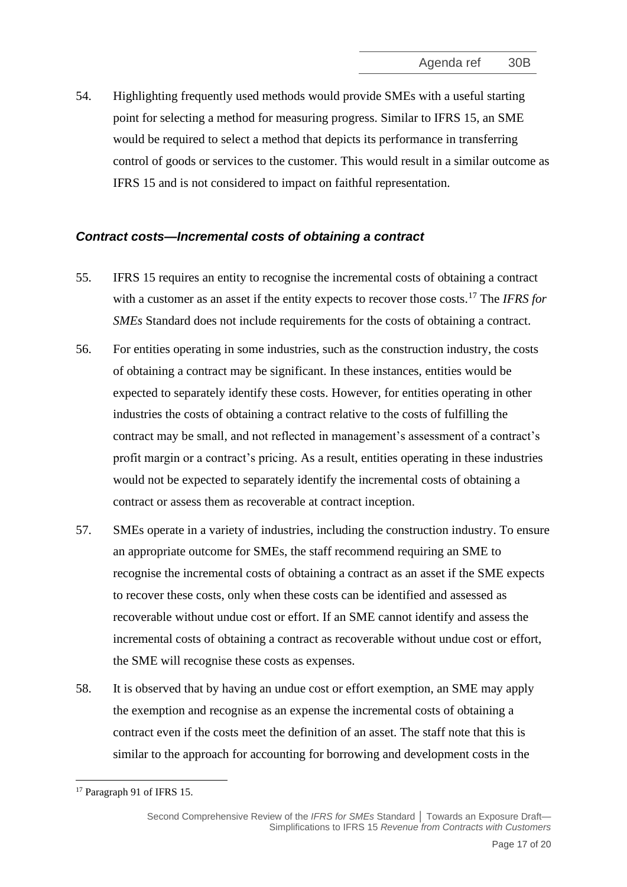54. Highlighting frequently used methods would provide SMEs with a useful starting point for selecting a method for measuring progress. Similar to IFRS 15, an SME would be required to select a method that depicts its performance in transferring control of goods or services to the customer. This would result in a similar outcome as IFRS 15 and is not considered to impact on faithful representation.

### *Contract costs—Incremental costs of obtaining a contract*

55. IFRS 15 requires an entity to recognise the incremental costs of obtaining a contract with a customer as an asset if the entity expects to recover those costs.[17] The *IFRS for SMEs* Standard does not include requirements for the costs of obtaining a contract.

56. For entities operating in some industries, such as the construction industry, the costs of obtaining a contract may be significant. In these instances, entities would be expected to separately identify these costs. However, for entities operating in other industries the costs of obtaining a contract relative to the costs of fulfilling the contract may be small, and not reflected in management's assessment of a contract's profit margin or a contract's pricing. As a result, entities operating in these industries would not be expected to separately identify the incremental costs of obtaining a contract or assess them as recoverable at contract inception.

57. SMEs operate in a variety of industries, including the construction industry. To ensure an appropriate outcome for SMEs, the staff recommend requiring an SME to recognise the incremental costs of obtaining a contract as an asset if the SME expects to recover these costs, only when these costs can be identified and assessed as recoverable without undue cost or effort. If an SME cannot identify and assess the incremental costs of obtaining a contract as recoverable without undue cost or effort, the SME will recognise these costs as expenses.

58. It is observed that by having an undue cost or effort exemption, an SME may apply the exemption and recognise as an expense the incremental costs of obtaining a contract even if the costs meet the definition of an asset. The staff note that this is similar to the approach for accounting for borrowing and development costs in the

[17] Paragraph 91 of IFRS 15.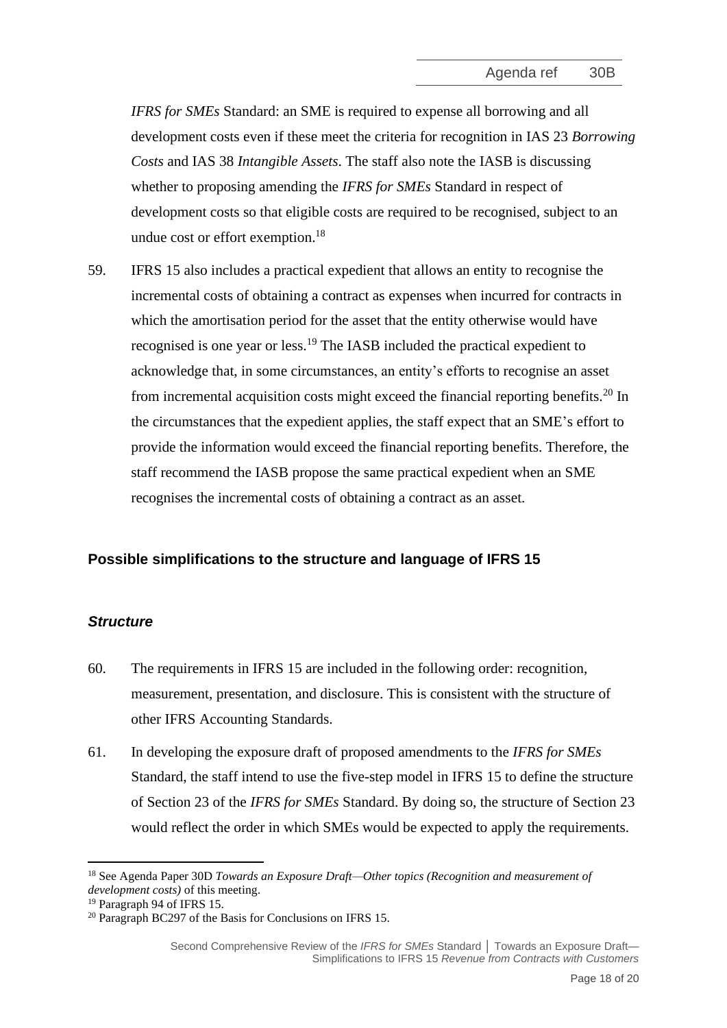*IFRS for SMEs* Standard: an SME is required to expense all borrowing and all development costs even if these meet the criteria for recognition in IAS 23 *Borrowing Costs* and IAS 38 *Intangible Assets*. The staff also note the IASB is discussing whether to proposing amending the *IFRS for SMEs* Standard in respect of development costs so that eligible costs are required to be recognised, subject to an undue cost or effort exemption.[18]

59. IFRS 15 also includes a practical expedient that allows an entity to recognise the incremental costs of obtaining a contract as expenses when incurred for contracts in which the amortisation period for the asset that the entity otherwise would have recognised is one year or less.[19] The IASB included the practical expedient to acknowledge that, in some circumstances, an entity's efforts to recognise an asset from incremental acquisition costs might exceed the financial reporting benefits.[20] In the circumstances that the expedient applies, the staff expect that an SME's effort to provide the information would exceed the financial reporting benefits. Therefore, the staff recommend the IASB propose the same practical expedient when an SME recognises the incremental costs of obtaining a contract as an asset.

## Possible simplifications to the structure and language of IFRS 15

### *Structure*

60. The requirements in IFRS 15 are included in the following order: recognition, measurement, presentation, and disclosure. This is consistent with the structure of other IFRS Accounting Standards.

61. In developing the exposure draft of proposed amendments to the *IFRS for SMEs* Standard, the staff intend to use the five-step model in IFRS 15 to define the structure of Section 23 of the *IFRS for SMEs* Standard. By doing so, the structure of Section 23 would reflect the order in which SMEs would be expected to apply the requirements.

---

[18] See Agenda Paper 30D *Towards an Exposure Draft—Other topics (Recognition and measurement of development costs)* of this meeting.

[19] Paragraph 94 of IFRS 15.

[20] Paragraph BC297 of the Basis for Conclusions on IFRS 15.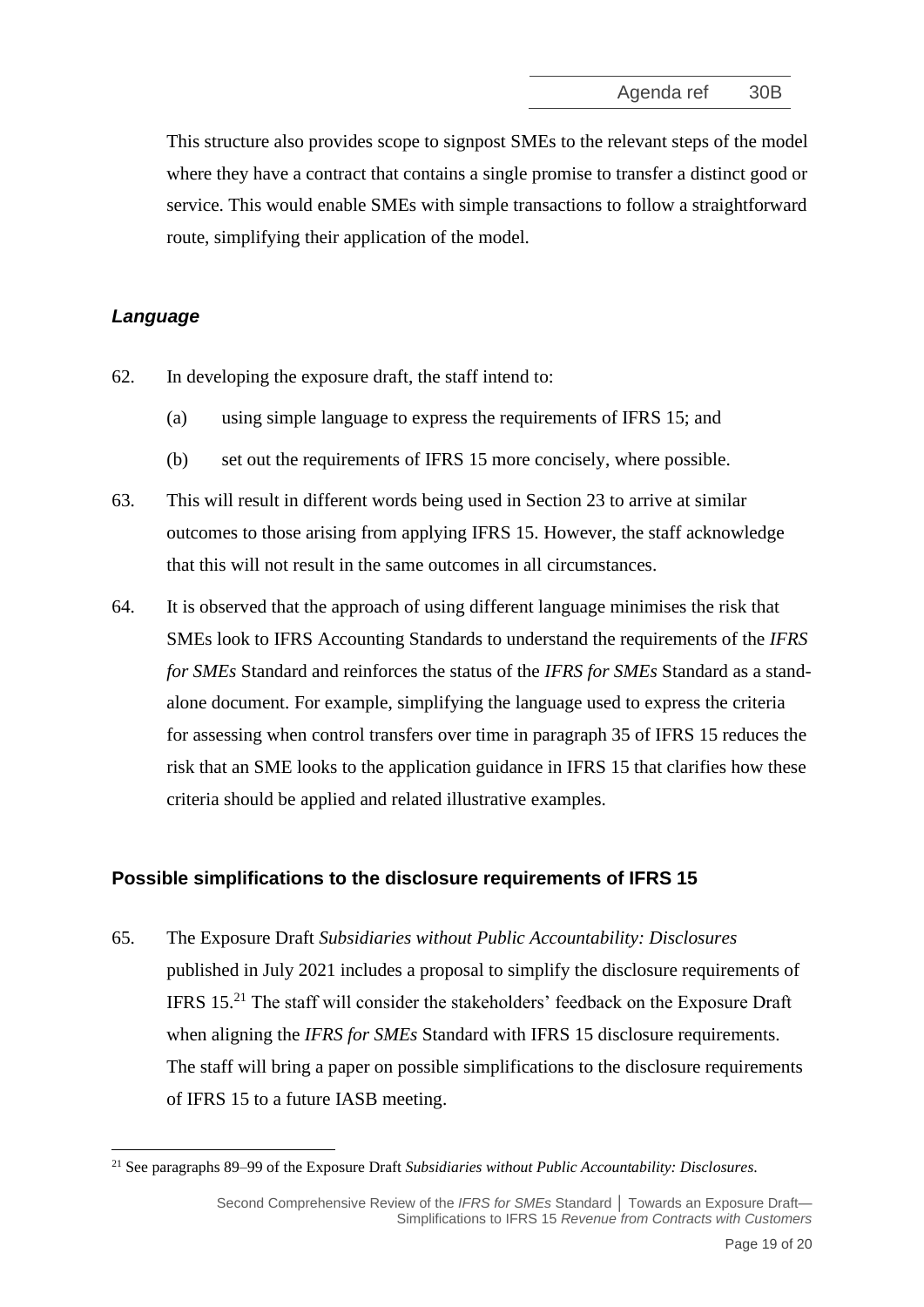This structure also provides scope to signpost SMEs to the relevant steps of the model where they have a contract that contains a single promise to transfer a distinct good or service. This would enable SMEs with simple transactions to follow a straightforward route, simplifying their application of the model.

### *Language*

62. In developing the exposure draft, the staff intend to:

    (a) using simple language to express the requirements of IFRS 15; and

    (b) set out the requirements of IFRS 15 more concisely, where possible.

63. This will result in different words being used in Section 23 to arrive at similar outcomes to those arising from applying IFRS 15. However, the staff acknowledge that this will not result in the same outcomes in all circumstances.

64. It is observed that the approach of using different language minimises the risk that SMEs look to IFRS Accounting Standards to understand the requirements of the *IFRS for SMEs* Standard and reinforces the status of the *IFRS for SMEs* Standard as a stand-alone document. For example, simplifying the language used to express the criteria for assessing when control transfers over time in paragraph 35 of IFRS 15 reduces the risk that an SME looks to the application guidance in IFRS 15 that clarifies how these criteria should be applied and related illustrative examples.

## Possible simplifications to the disclosure requirements of IFRS 15

65. The Exposure Draft *Subsidiaries without Public Accountability: Disclosures* published in July 2021 includes a proposal to simplify the disclosure requirements of IFRS 15.[21] The staff will consider the stakeholders' feedback on the Exposure Draft when aligning the *IFRS for SMEs* Standard with IFRS 15 disclosure requirements. The staff will bring a paper on possible simplifications to the disclosure requirements of IFRS 15 to a future IASB meeting.

[21] See paragraphs 89–99 of the Exposure Draft *Subsidiaries without Public Accountability: Disclosures*.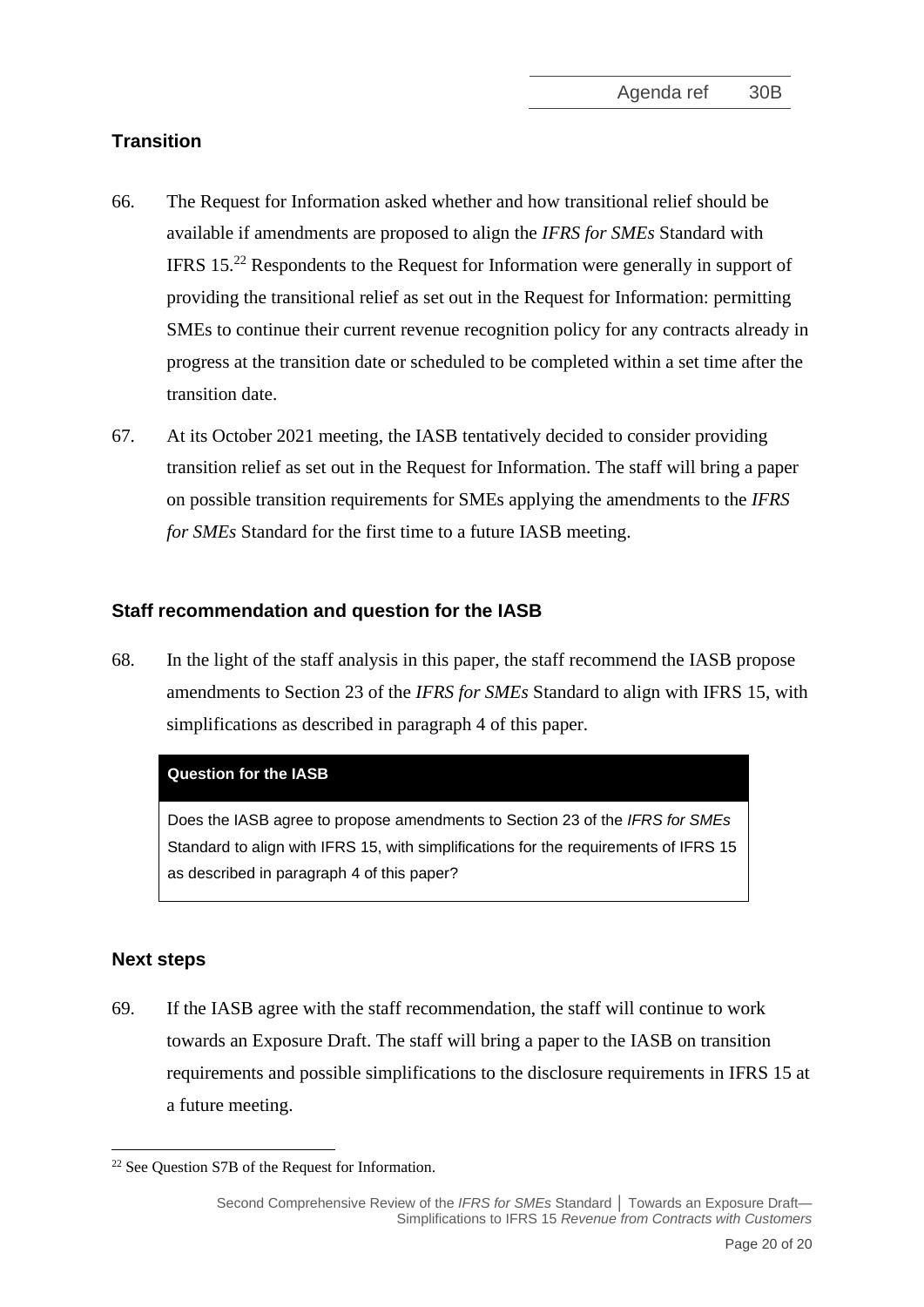## Transition

66. The Request for Information asked whether and how transitional relief should be available if amendments are proposed to align the *IFRS for SMEs* Standard with IFRS 15.[22] Respondents to the Request for Information were generally in support of providing the transitional relief as set out in the Request for Information: permitting SMEs to continue their current revenue recognition policy for any contracts already in progress at the transition date or scheduled to be completed within a set time after the transition date.

67. At its October 2021 meeting, the IASB tentatively decided to consider providing transition relief as set out in the Request for Information. The staff will bring a paper on possible transition requirements for SMEs applying the amendments to the *IFRS for SMEs* Standard for the first time to a future IASB meeting.

## Staff recommendation and question for the IASB

68. In the light of the staff analysis in this paper, the staff recommend the IASB propose amendments to Section 23 of the *IFRS for SMEs* Standard to align with IFRS 15, with simplifications as described in paragraph 4 of this paper.

**Question for the IASB**

Does the IASB agree to propose amendments to Section 23 of the *IFRS for SMEs* Standard to align with IFRS 15, with simplifications for the requirements of IFRS 15 as described in paragraph 4 of this paper?

## Next steps

69. If the IASB agree with the staff recommendation, the staff will continue to work towards an Exposure Draft. The staff will bring a paper to the IASB on transition requirements and possible simplifications to the disclosure requirements in IFRS 15 at a future meeting.

[22] See Question S7B of the Request for Information.